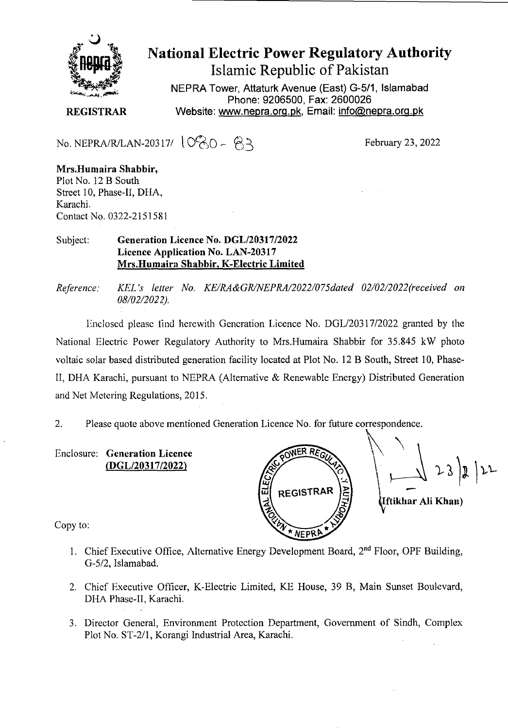# National Electric Power Regulatory Authority

## Islamic Republic of Pakistan

NEPRA Tower, Attaturk Avenue (East) G-5/1, Islamabad
Phone: 9206500, Fax: 2600026
Website: www.nepra.org.pk, Email: info@nepra.org.pk

**REGISTRAR**

No. NEPRA/R/LAN-20317/ 1080 - 83

February 23, 2022

**Mrs.Humaira Shabbir,**
Plot No. 12 B South
Street 10, Phase-II, DHA,
Karachi.
Contact No. 0322-2151581

Subject: **Generation Licence No. DGL/20317/2022**
**Licence Application No. LAN-20317**
**Mrs.Humaira Shabbir, K-Electric Limited**

*Reference: KEL's letter No. KE/RA&GR/NEPRA/2022/075dated 02/02/2022(received on 08/02/2022).*

Enclosed please find herewith Generation Licence No. DGL/20317/2022 granted by the National Electric Power Regulatory Authority to Mrs.Humaira Shabbir for 35.845 kW photo voltaic solar based distributed generation facility located at Plot No. 12 B South, Street 10, Phase-II, DHA Karachi, pursuant to NEPRA (Alternative & Renewable Energy) Distributed Generation and Net Metering Regulations, 2015.

2. Please quote above mentioned Generation Licence No. for future correspondence.

Enclosure: **Generation Licence**
**(DGL/20317/2022)**

23/2/22

**(Iftikhar Ali Khan)**

Copy to:

1. Chief Executive Office, Alternative Energy Development Board, 2nd Floor, OPF Building, G-5/2, Islamabad.
2. Chief Executive Officer, K-Electric Limited, KE House, 39 B, Main Sunset Boulevard, DHA Phase-II, Karachi.
3. Director General, Environment Protection Department, Government of Sindh, Complex Plot No. ST-2/1, Korangi Industrial Area, Karachi.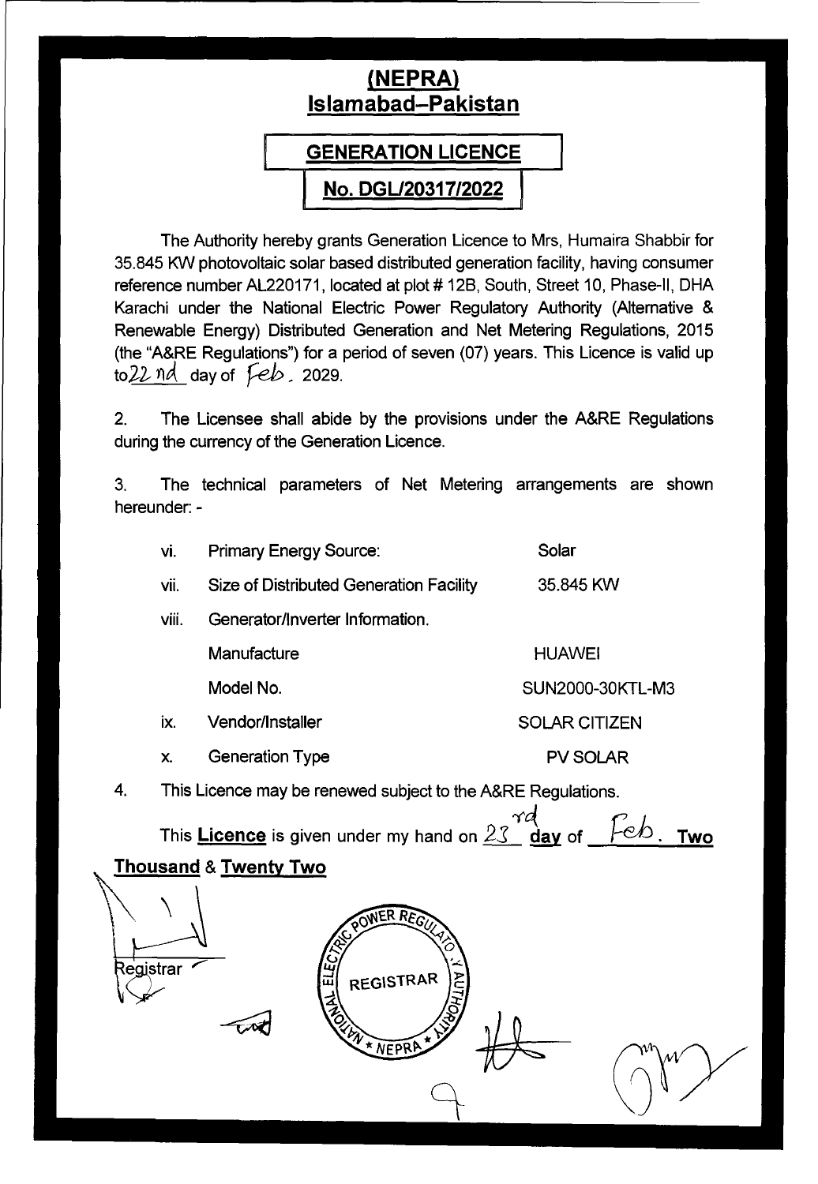# (NEPRA)
# Islamabad–Pakistan

## GENERATION LICENCE

## No. DGL/20317/2022

The Authority hereby grants Generation Licence to Mrs, Humaira Shabbir for 35.845 KW photovoltaic solar based distributed generation facility, having consumer reference number AL220171, located at plot # 12B, South, Street 10, Phase-II, DHA Karachi under the National Electric Power Regulatory Authority (Alternative & Renewable Energy) Distributed Generation and Net Metering Regulations, 2015 (the "A&RE Regulations") for a period of seven (07) years. This Licence is valid up to 22 nd day of Feb. 2029.

2. The Licensee shall abide by the provisions under the A&RE Regulations during the currency of the Generation Licence.

3. The technical parameters of Net Metering arrangements are shown hereunder: -

| | | |
|---|---|---|
| vi. | Primary Energy Source: | Solar |
| vii. | Size of Distributed Generation Facility | 35.845 KW |
| viii. | Generator/Inverter Information. | |
| | Manufacture | HUAWEI |
| | Model No. | SUN2000-30KTL-M3 |
| ix. | Vendor/Installer | SOLAR CITIZEN |
| x. | Generation Type | PV SOLAR |

4. This Licence may be renewed subject to the A&RE Regulations.

This **Licence** is given under my hand on 23rd **day** of Feb. **Two Thousand** & **Twenty Two**

Registrar

REGISTRAR
NATIONAL ELECTRIC POWER REGULATORY AUTHORITY
NEPRA